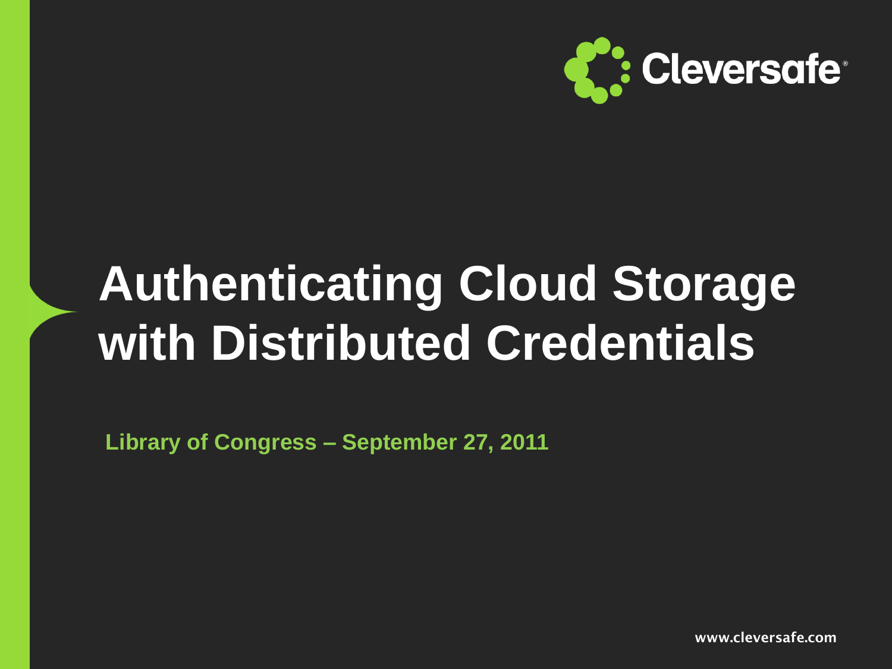Cleversafe

# Authenticating Cloud Storage with Distributed Credentials

**Library of Congress – September 27, 2011**

www.cleversafe.com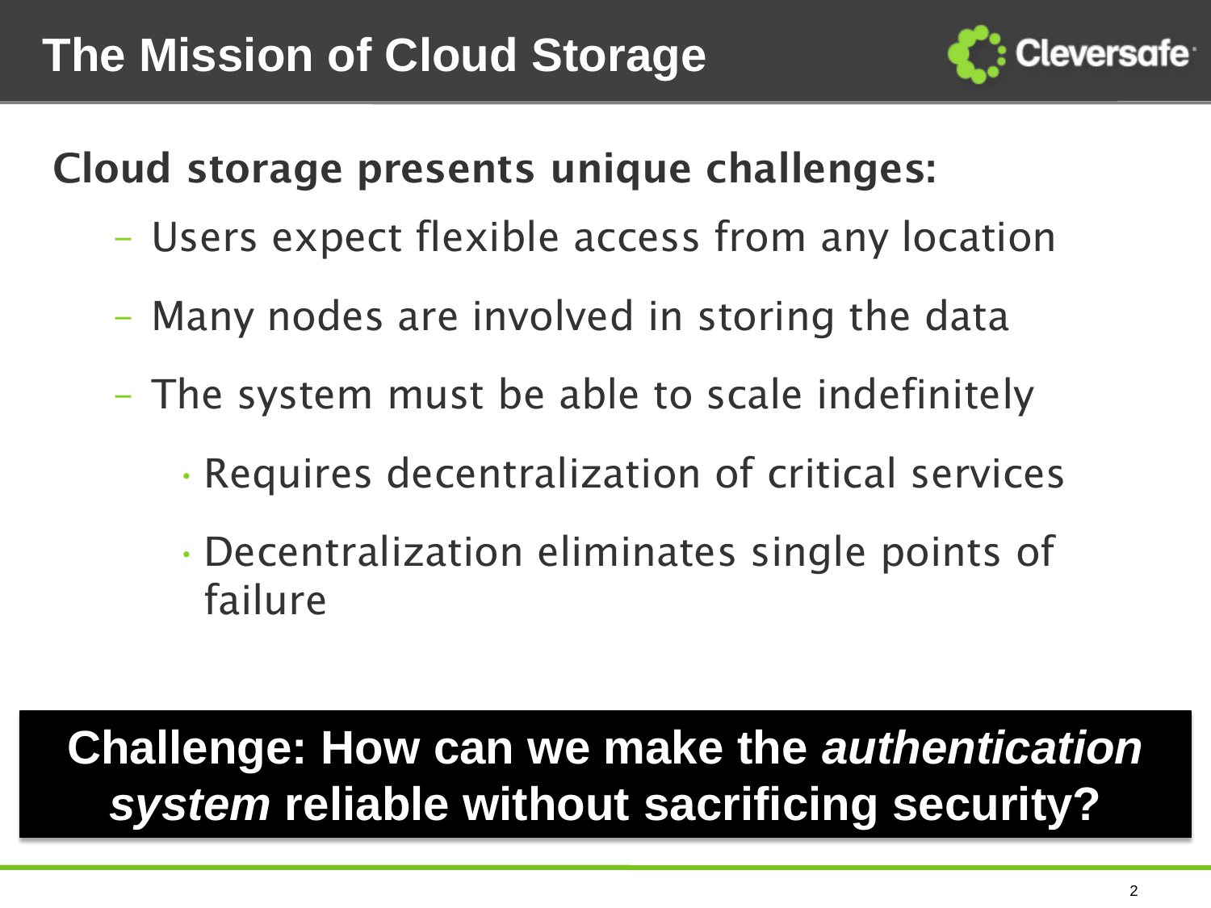# The Mission of Cloud Storage

**Cloud storage presents unique challenges:**

- Users expect flexible access from any location
- Many nodes are involved in storing the data
- The system must be able to scale indefinitely
  - Requires decentralization of critical services
  - Decentralization eliminates single points of failure

**Challenge: How can we make the *authentication system* reliable without sacrificing security?**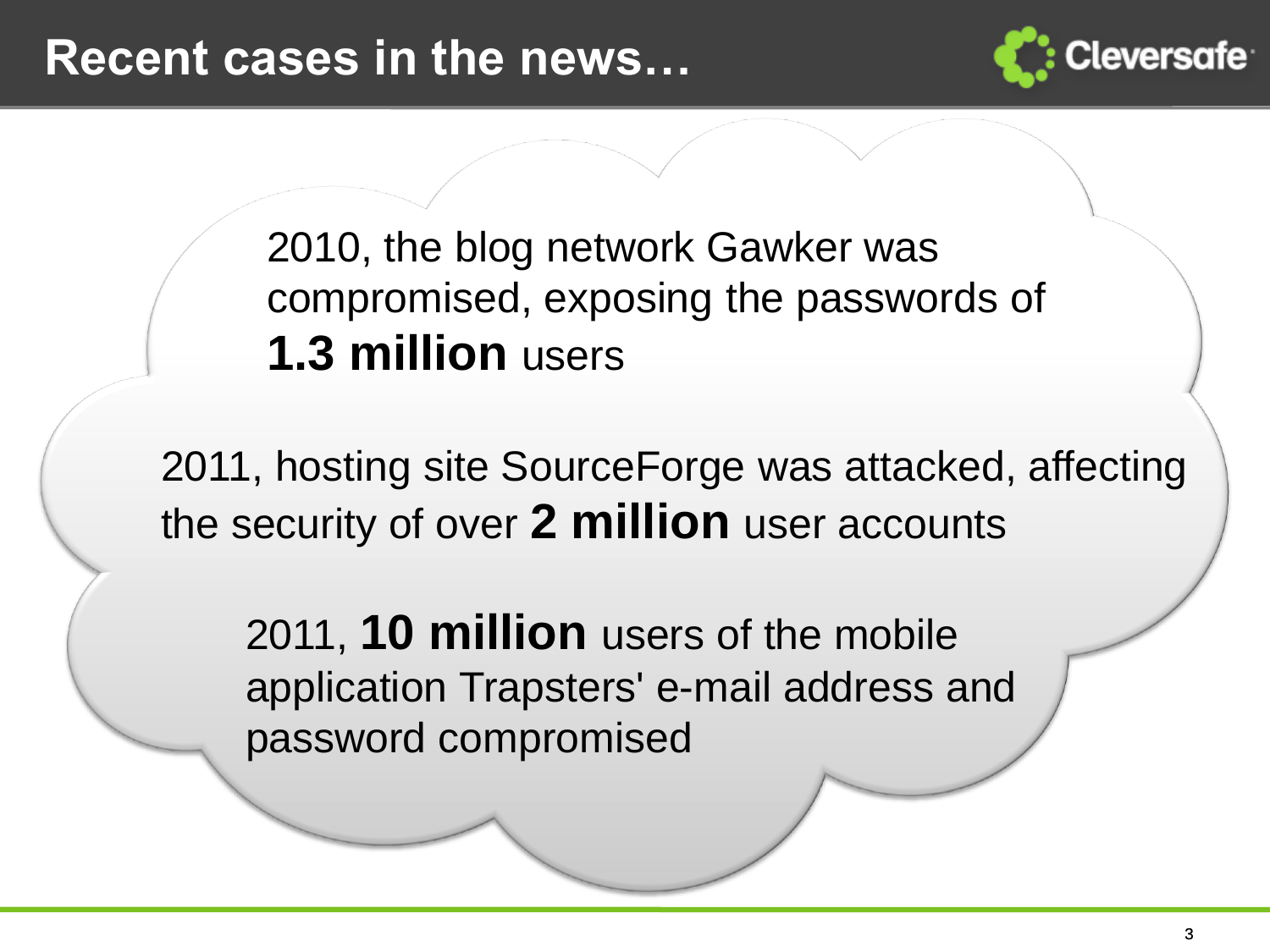# Recent cases in the news…

2010, the blog network Gawker was compromised, exposing the passwords of **1.3 million** users

2011, hosting site SourceForge was attacked, affecting the security of over **2 million** user accounts

2011, **10 million** users of the mobile application Trapsters' e-mail address and password compromised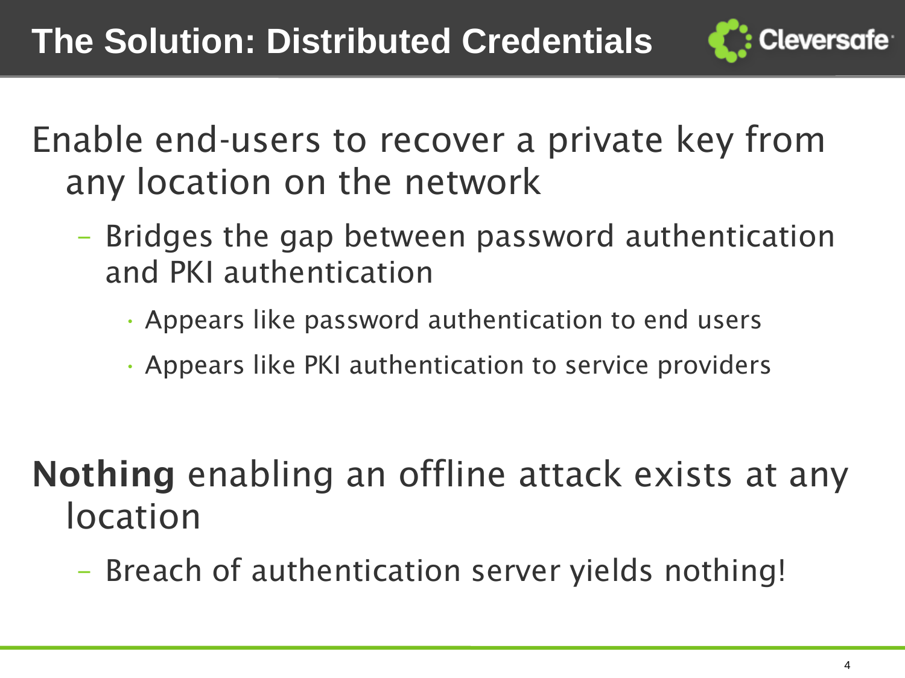# The Solution: Distributed Credentials

Enable end-users to recover a private key from any location on the network

- Bridges the gap between password authentication and PKI authentication
  - Appears like password authentication to end users
  - Appears like PKI authentication to service providers

**Nothing** enabling an offline attack exists at any location

- Breach of authentication server yields nothing!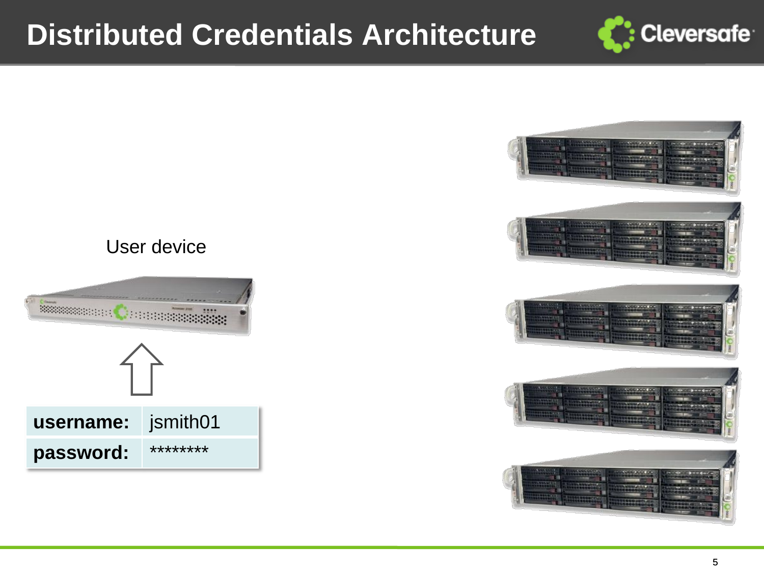# Distributed Credentials Architecture

User device

| username: | jsmith01 |
| --- | --- |
| password: | ******** |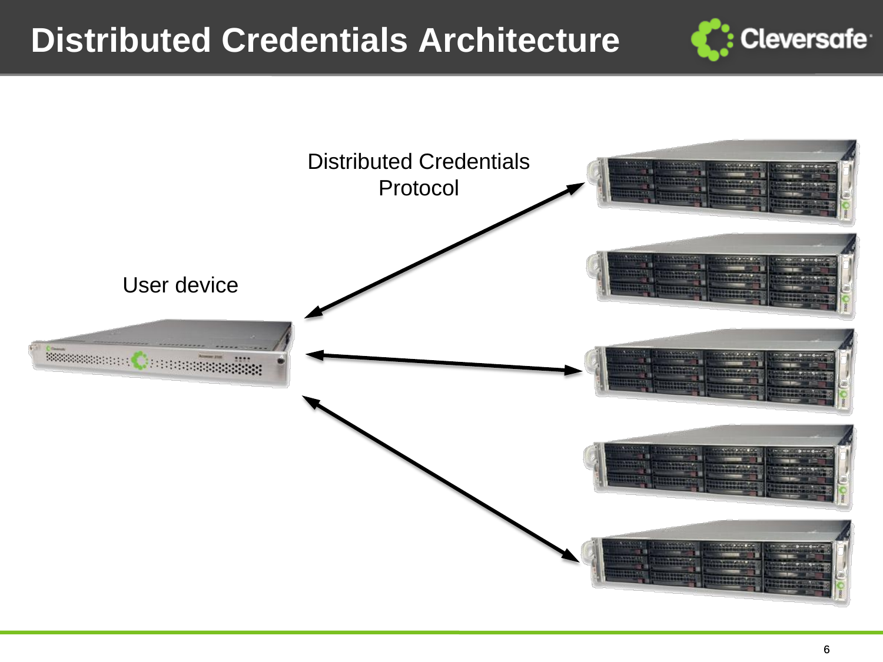# Distributed Credentials Architecture

Distributed Credentials Protocol

User device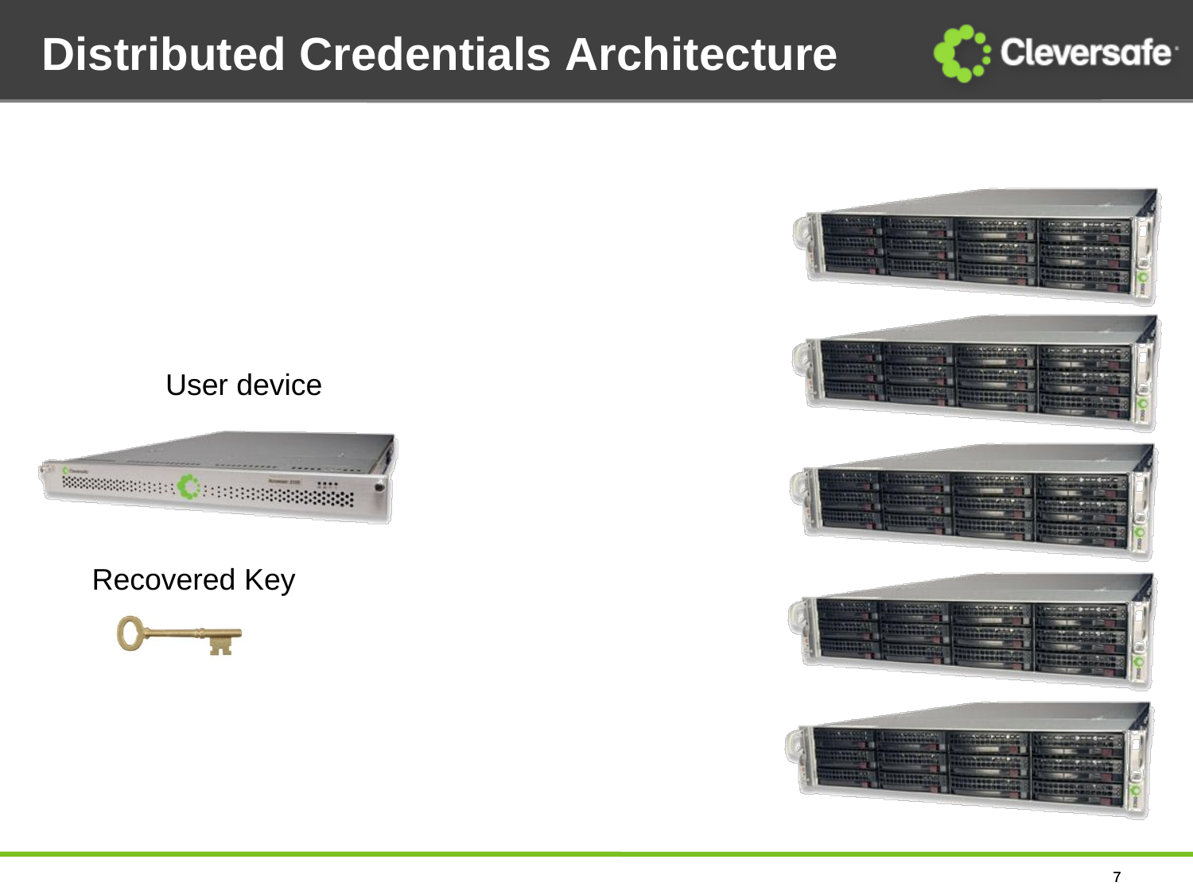# Distributed Credentials Architecture

User device

Recovered Key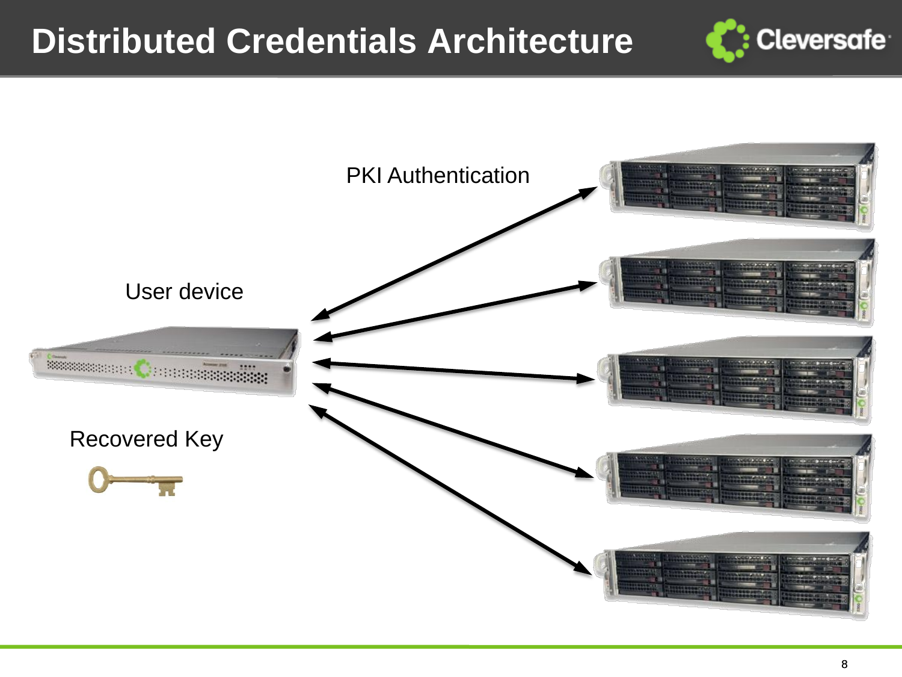# Distributed Credentials Architecture

PKI Authentication

User device

Recovered Key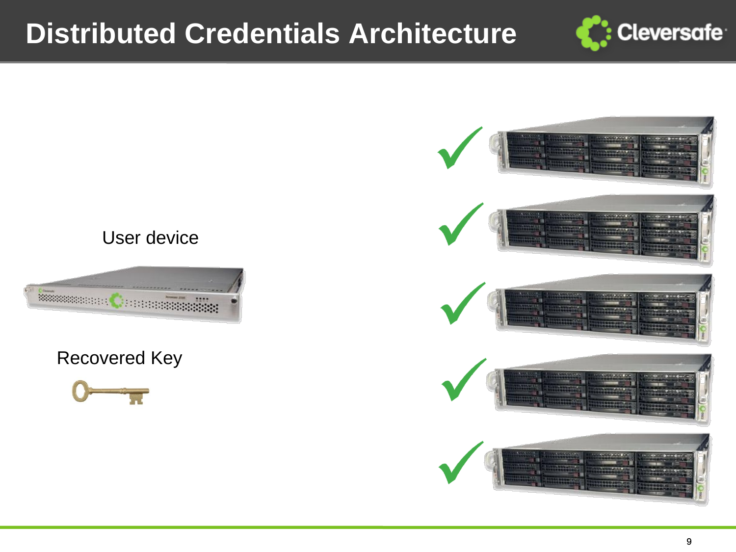# Distributed Credentials Architecture

User device

Recovered Key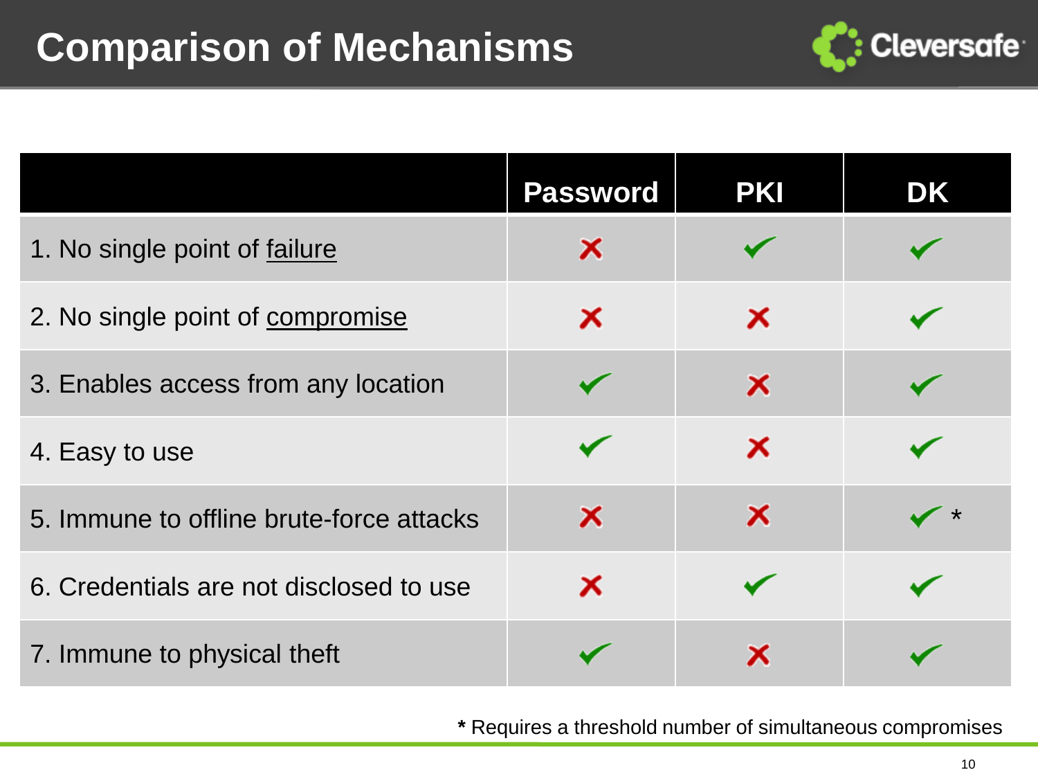# Comparison of Mechanisms

| | Password | PKI | DK |
|---|---|---|---|
| 1. No single point of failure | ✗ | ✓ | ✓ |
| 2. No single point of compromise | ✗ | ✗ | ✓ |
| 3. Enables access from any location | ✓ | ✗ | ✓ |
| 4. Easy to use | ✓ | ✗ | ✓ |
| 5. Immune to offline brute-force attacks | ✗ | ✗ | ✓ * |
| 6. Credentials are not disclosed to use | ✗ | ✓ | ✓ |
| 7. Immune to physical theft | ✓ | ✗ | ✓ |

**\*** Requires a threshold number of simultaneous compromises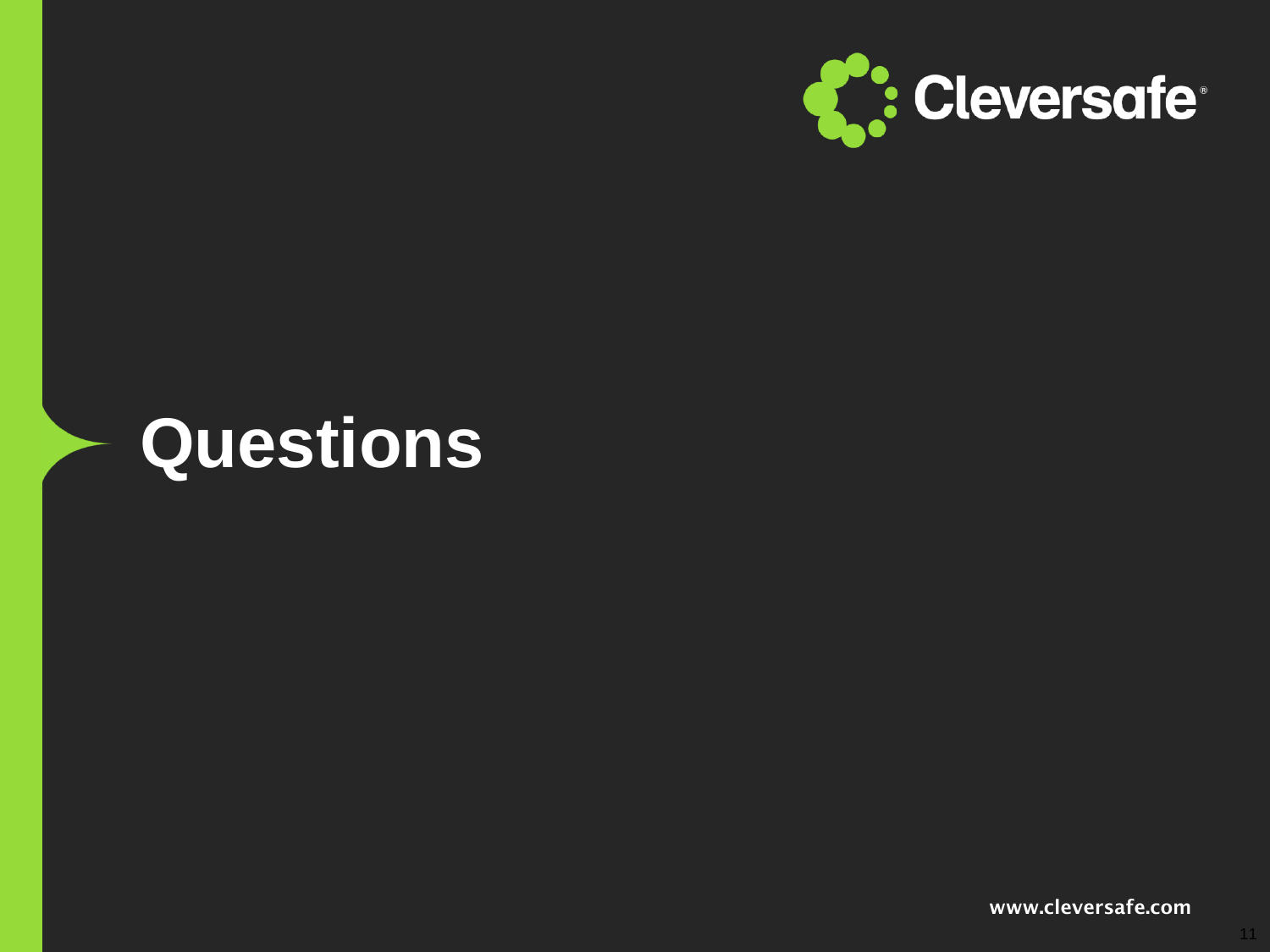# Questions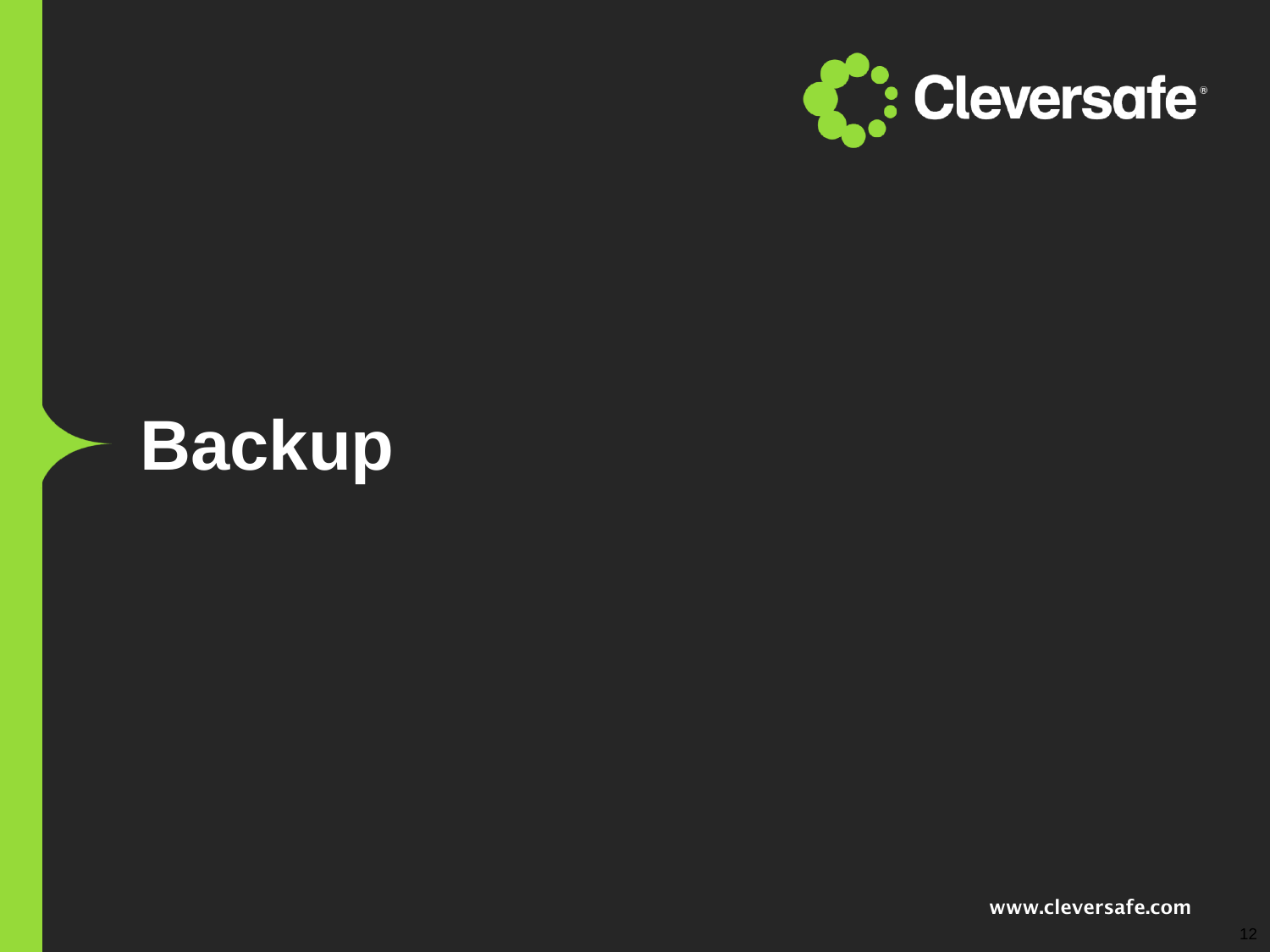# Backup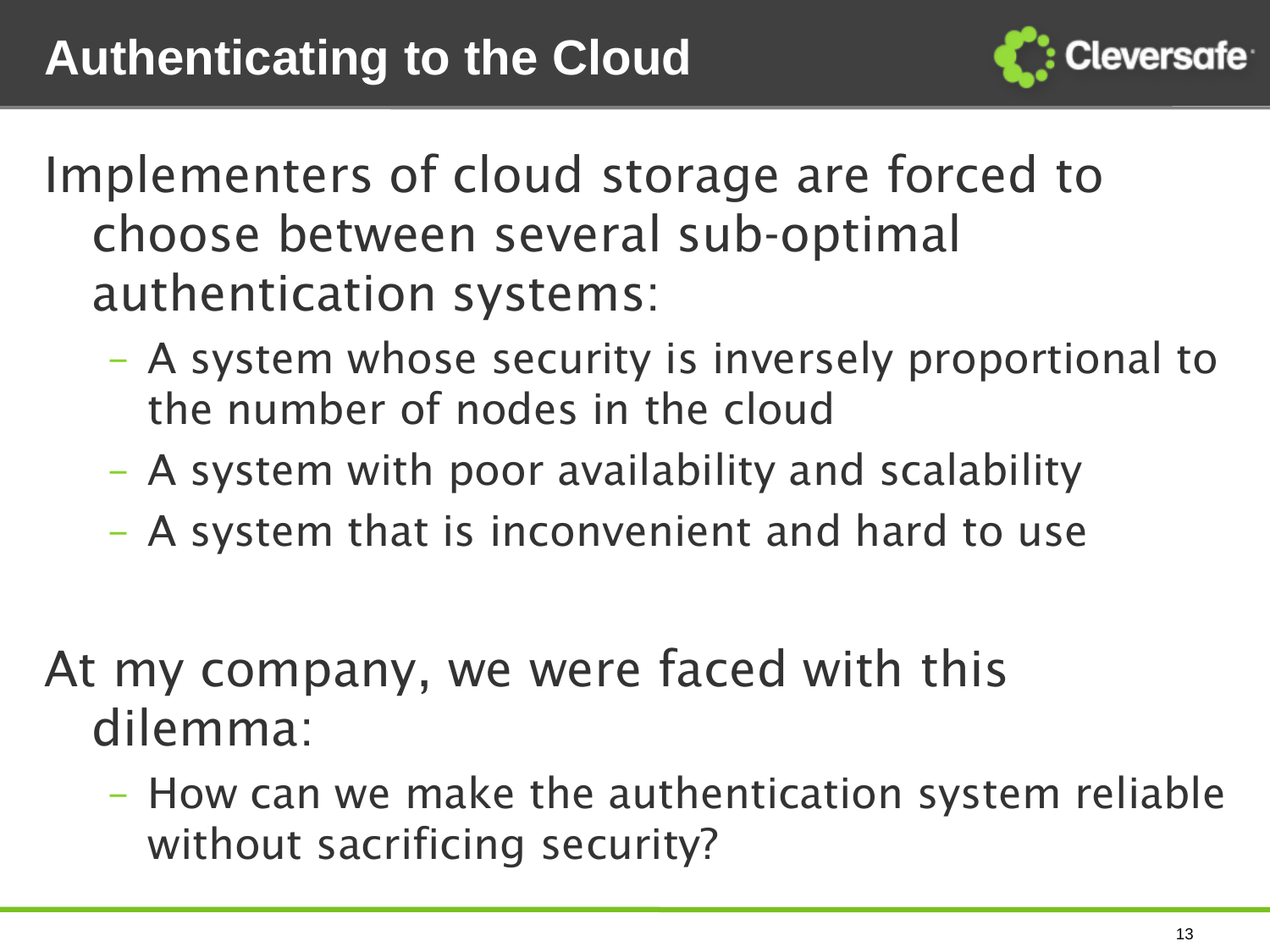# Authenticating to the Cloud

Implementers of cloud storage are forced to choose between several sub-optimal authentication systems:

- A system whose security is inversely proportional to the number of nodes in the cloud
- A system with poor availability and scalability
- A system that is inconvenient and hard to use

At my company, we were faced with this dilemma:

- How can we make the authentication system reliable without sacrificing security?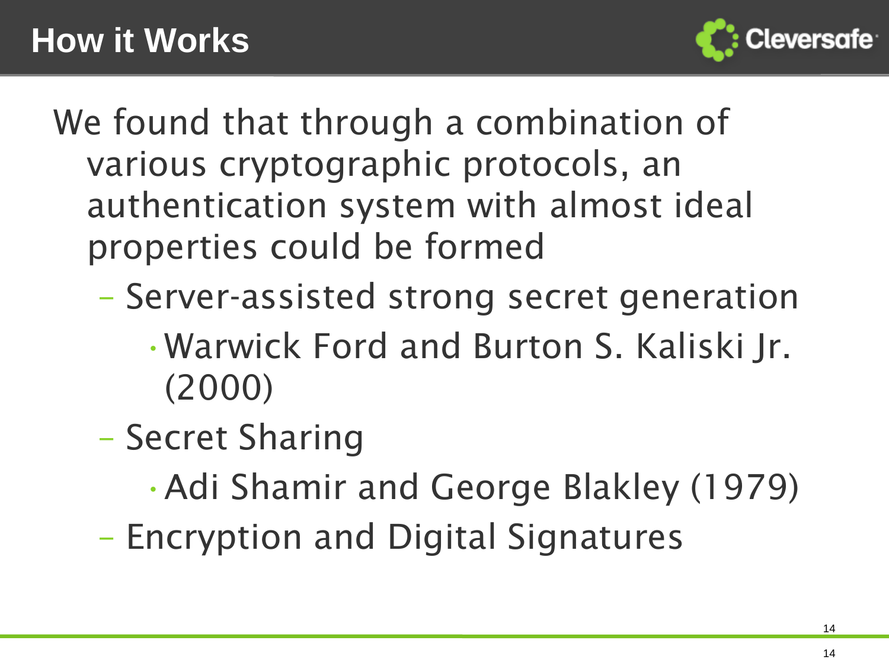# How it Works

We found that through a combination of various cryptographic protocols, an authentication system with almost ideal properties could be formed

- Server-assisted strong secret generation
  - Warwick Ford and Burton S. Kaliski Jr. (2000)
- Secret Sharing
  - Adi Shamir and George Blakley (1979)
- Encryption and Digital Signatures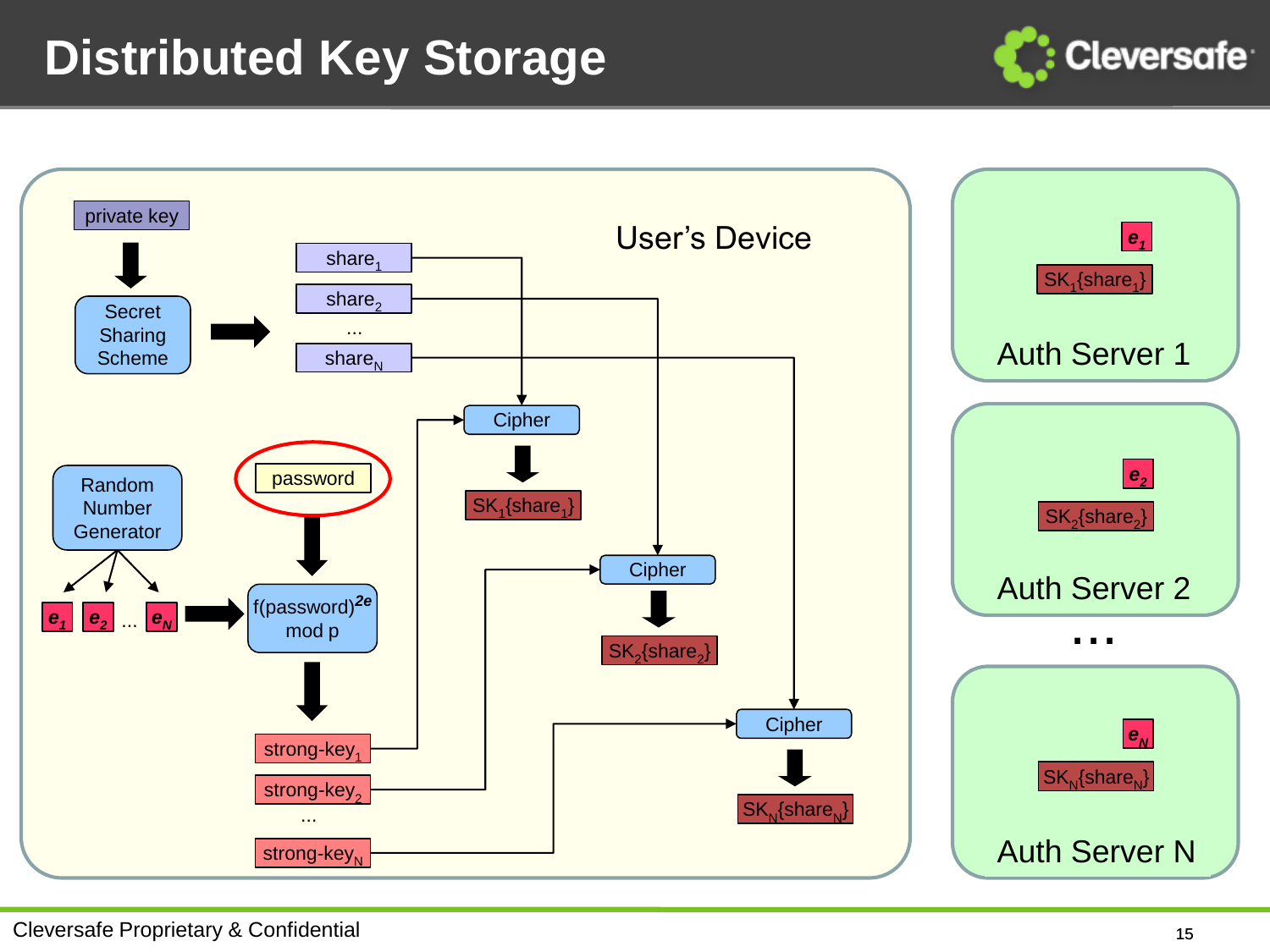# Distributed Key Storage

**User's Device**

- private key → Secret Sharing Scheme → $share_1$, $share_2$, ..., $share_N$
- password
- Random Number Generator → $e_1$, $e_2$, ..., $e_N$
- $f(password)^{2e}$ mod p → $strong\text{-}key_1$, $strong\text{-}key_2$, ..., $strong\text{-}key_N$
- Cipher → $SK_1\{share_1\}$
- Cipher → $SK_2\{share_2\}$
- Cipher → $SK_N\{share_N\}$

**Auth Server 1**

- $e_1$
- $SK_1\{share_1\}$

**Auth Server 2**

- $e_2$
- $SK_2\{share_2\}$

...

**Auth Server N**

- $e_N$
- $SK_N\{share_N\}$

Cleversafe Proprietary & Confidential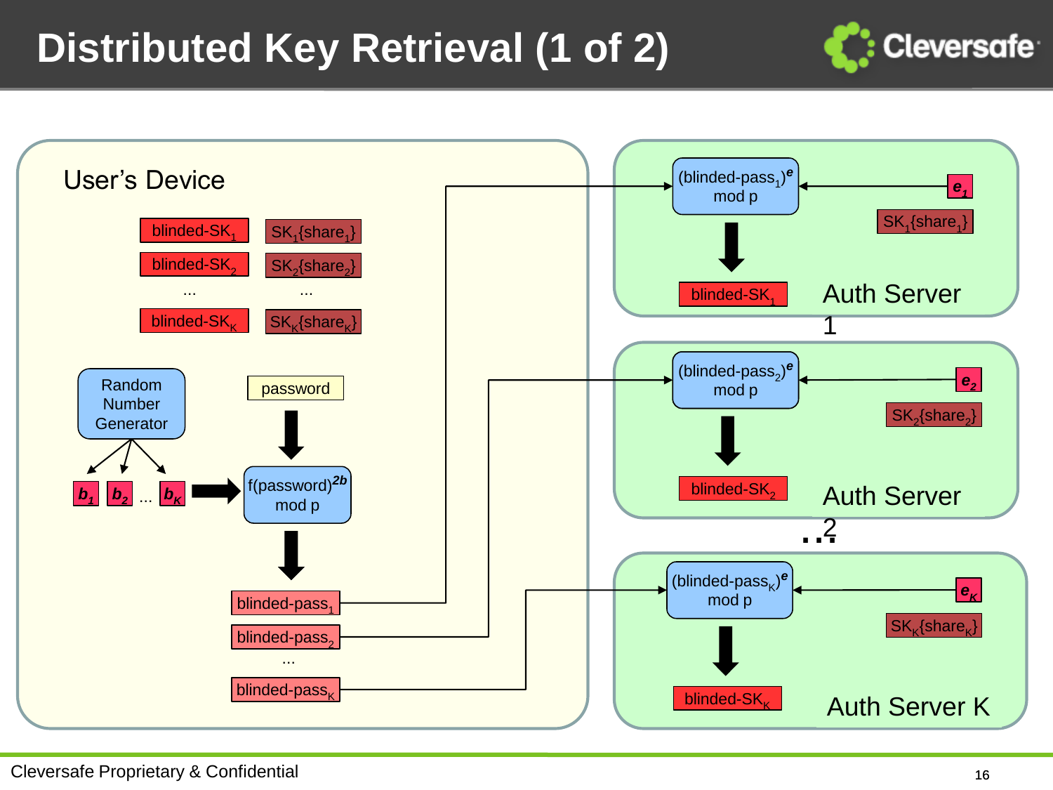# Distributed Key Retrieval (1 of 2)

User's Device

blinded-$SK_1$ — $SK_1$\{$share_1$\}

blinded-$SK_2$ — $SK_2$\{$share_2$\}

...

blinded-$SK_K$ — $SK_K$\{$share_K$\}

Random Number Generator → $b_1$, $b_2$ ... $b_K$

password

f(password)$^{2b}$ mod p

blinded-$pass_1$

blinded-$pass_2$

...

blinded-$pass_K$

Auth Server 1: (blinded-$pass_1$)$^e$ mod p ← $e_1$; $SK_1$\{$share_1$\}; → blinded-$SK_1$

Auth Server 2: (blinded-$pass_2$)$^e$ mod p ← $e_2$; $SK_2$\{$share_2$\}; → blinded-$SK_2$

...

Auth Server K: (blinded-$pass_K$)$^e$ mod p ← $e_K$; $SK_K$\{$share_K$\}; → blinded-$SK_K$

Cleversafe Proprietary & Confidential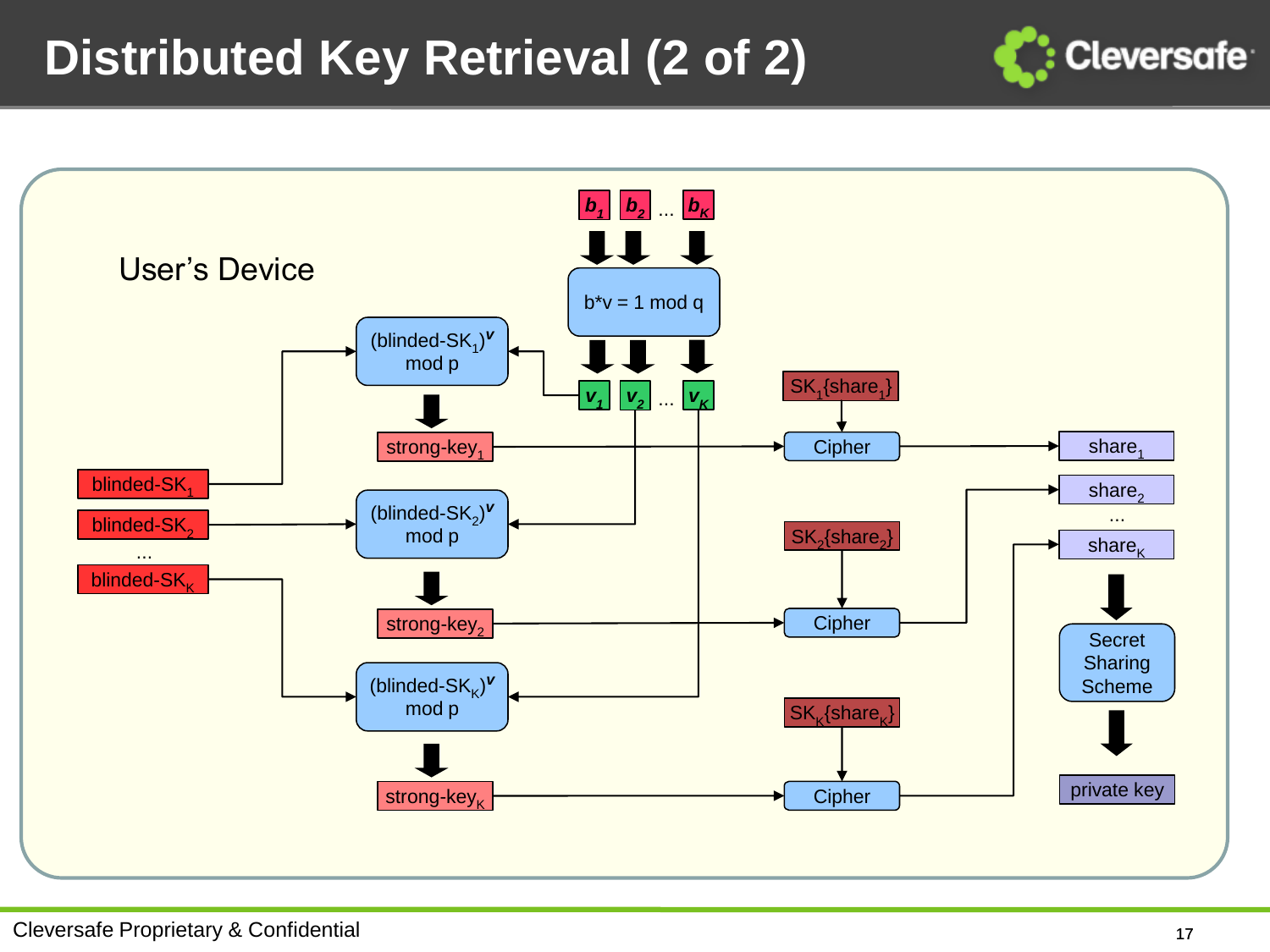# Distributed Key Retrieval (2 of 2)

User's Device

$b_1$ $b_2$ … $b_K$

b*v = 1 mod q

$v_1$ $v_2$ … $v_K$

(blinded-$SK_1$)$^v$ mod p

strong-$key_1$

blinded-$SK_1$

blinded-$SK_2$

…

blinded-$SK_K$

(blinded-$SK_2$)$^v$ mod p

strong-$key_2$

(blinded-$SK_K$)$^v$ mod p

strong-$key_K$

$SK_1$\{$share_1$\}

Cipher

$SK_2$\{$share_2$\}

Cipher

$SK_K$\{$share_K$\}

Cipher

$share_1$

$share_2$

…

$share_K$

Secret Sharing Scheme

private key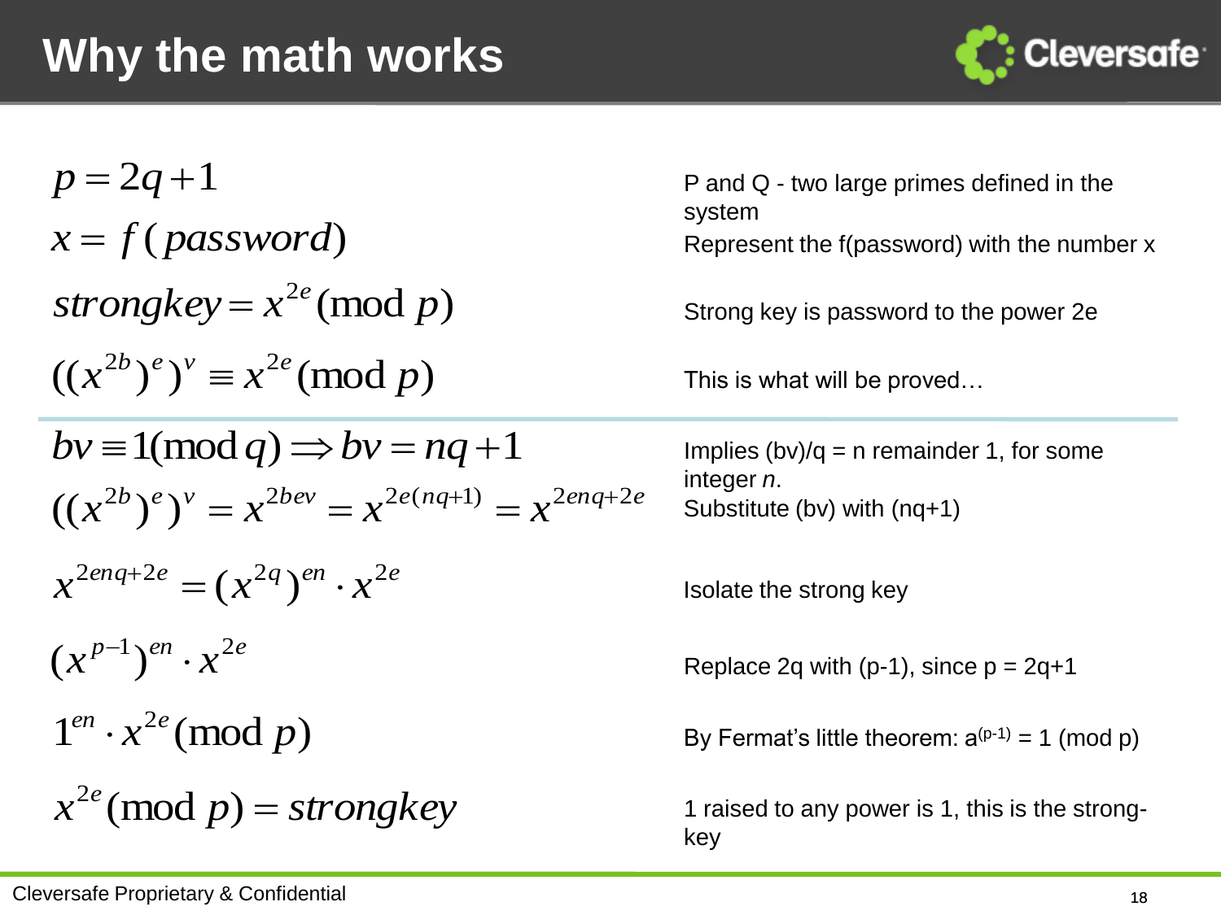# Why the math works

| | |
|---|---|
| $p = 2q + 1$ | P and Q - two large primes defined in the system |
| $x = f(password)$ | Represent the f(password) with the number x |
| $strongkey = x^{2e} \pmod p$ | Strong key is password to the power 2e |
| $((x^{2b})^e)^v \equiv x^{2e} \pmod p$ | This is what will be proved… |
| $bv \equiv 1 \pmod q \Rightarrow bv = nq + 1$ | Implies (bv)/q = n remainder 1, for some integer *n*. |
| $((x^{2b})^e)^v = x^{2bev} = x^{2e(nq+1)} = x^{2enq+2e}$ | Substitute (bv) with (nq+1) |
| $x^{2enq+2e} = (x^{2q})^{en} \cdot x^{2e}$ | Isolate the strong key |
| $(x^{p-1})^{en} \cdot x^{2e}$ | Replace 2q with (p-1), since p = 2q+1 |
| $1^{en} \cdot x^{2e} \pmod p$ | By Fermat's little theorem: $a^{(p-1)} = 1 \pmod p$ |
| $x^{2e} \pmod p = strongkey$ | 1 raised to any power is 1, this is the strong-key |

Cleversafe Proprietary & Confidential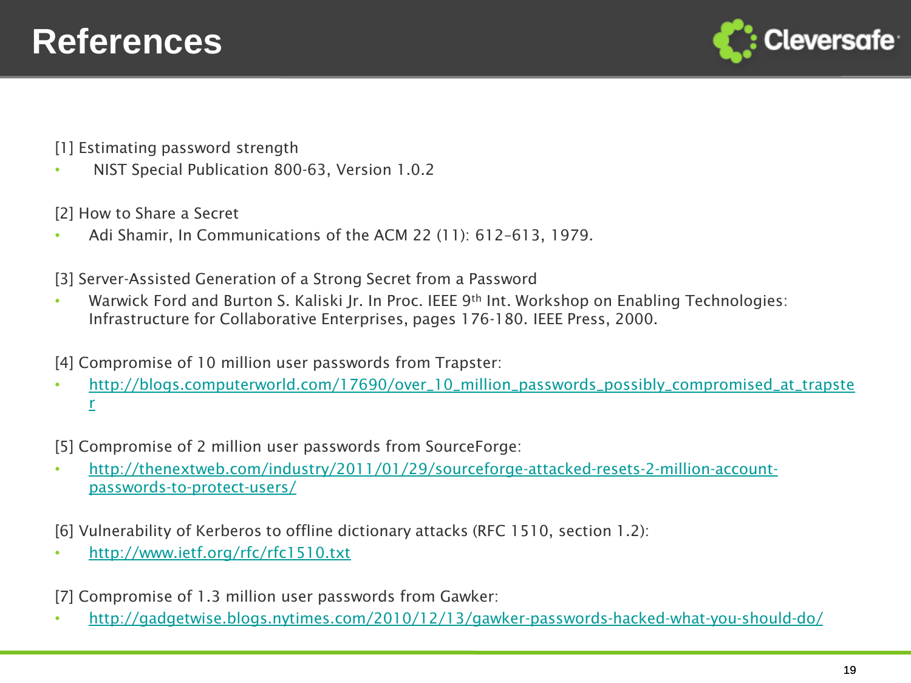# References

[1] Estimating password strength

- NIST Special Publication 800-63, Version 1.0.2

[2] How to Share a Secret

- Adi Shamir, In Communications of the ACM 22 (11): 612–613, 1979.

[3] Server-Assisted Generation of a Strong Secret from a Password

- Warwick Ford and Burton S. Kaliski Jr. In Proc. IEEE 9th Int. Workshop on Enabling Technologies: Infrastructure for Collaborative Enterprises, pages 176-180. IEEE Press, 2000.

[4] Compromise of 10 million user passwords from Trapster:

- http://blogs.computerworld.com/17690/over_10_million_passwords_possibly_compromised_at_trapster

[5] Compromise of 2 million user passwords from SourceForge:

- http://thenextweb.com/industry/2011/01/29/sourceforge-attacked-resets-2-million-account-passwords-to-protect-users/

[6] Vulnerability of Kerberos to offline dictionary attacks (RFC 1510, section 1.2):

- http://www.ietf.org/rfc/rfc1510.txt

[7] Compromise of 1.3 million user passwords from Gawker:

- http://gadgetwise.blogs.nytimes.com/2010/12/13/gawker-passwords-hacked-what-you-should-do/